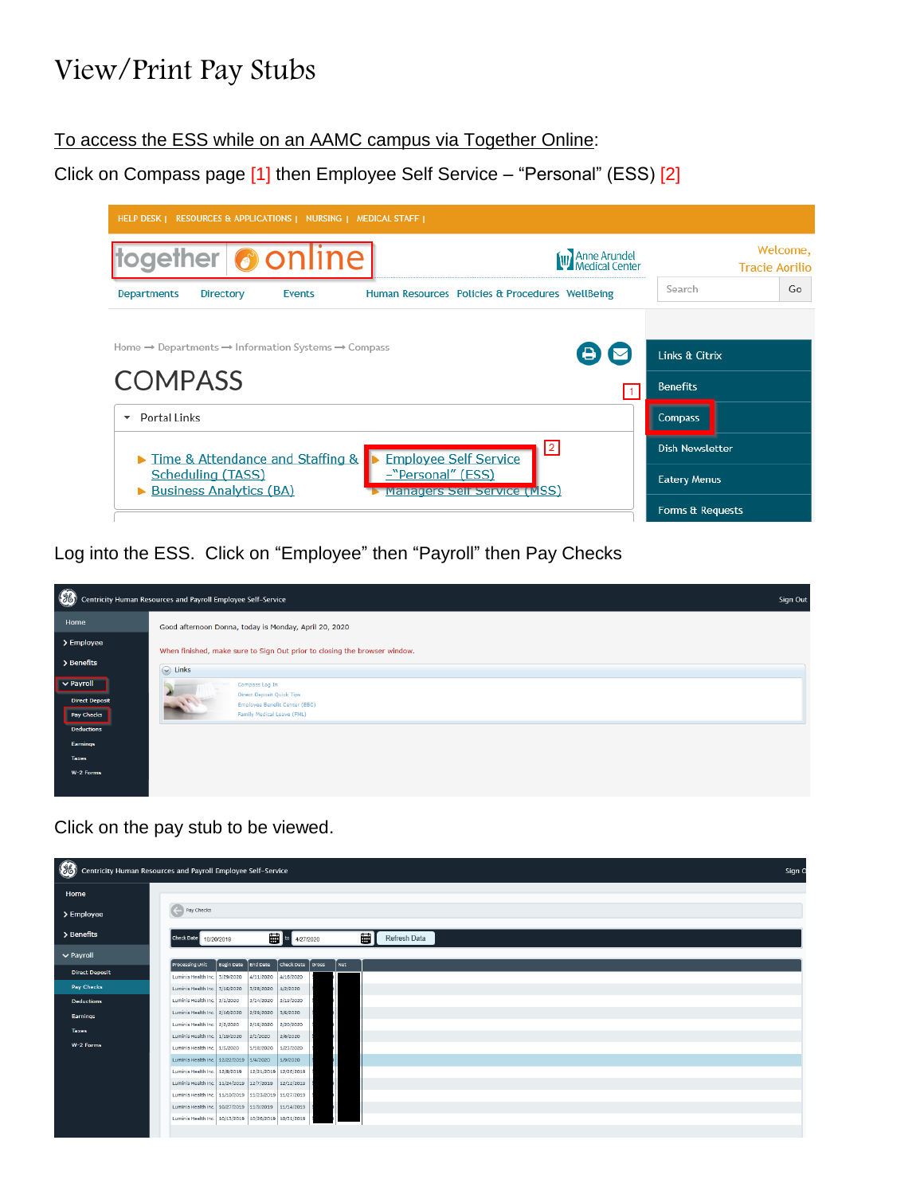# View/Print Pay Stubs

To access the ESS while on an AAMC campus via Together Online:

Click on Compass page [1] then Employee Self Service – "Personal" (ESS) [2]

Log into the ESS. Click on "Employee" then "Payroll" then Pay Checks

Click on the pay stub to be viewed.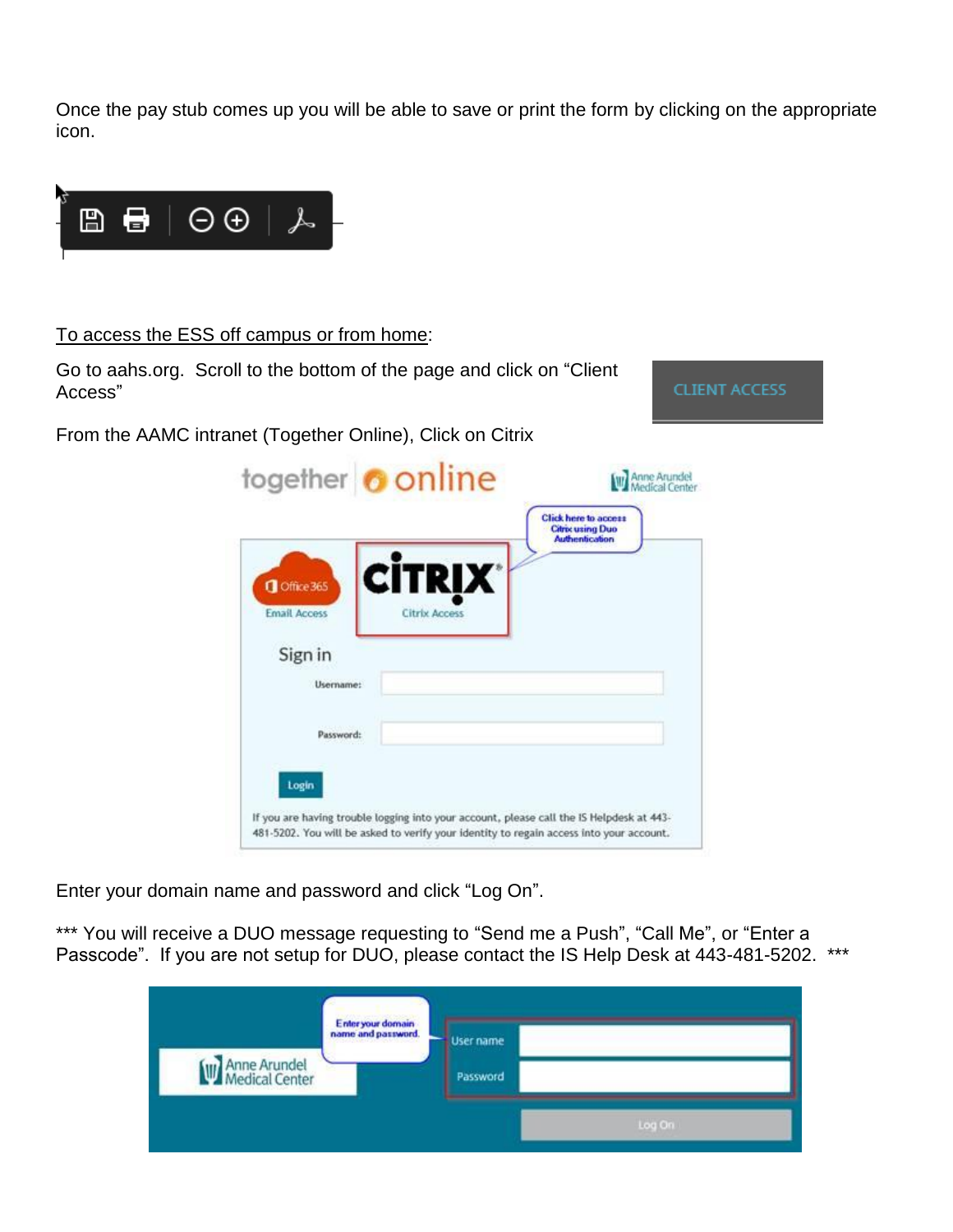Once the pay stub comes up you will be able to save or print the form by clicking on the appropriate icon.

<u>To access the ESS off campus or from home</u>:

Go to aahs.org. Scroll to the bottom of the page and click on "Client Access"

From the AAMC intranet (Together Online), Click on Citrix

Enter your domain name and password and click "Log On".

*** You will receive a DUO message requesting to "Send me a Push", "Call Me", or "Enter a Passcode". If you are not setup for DUO, please contact the IS Help Desk at 443-481-5202. ***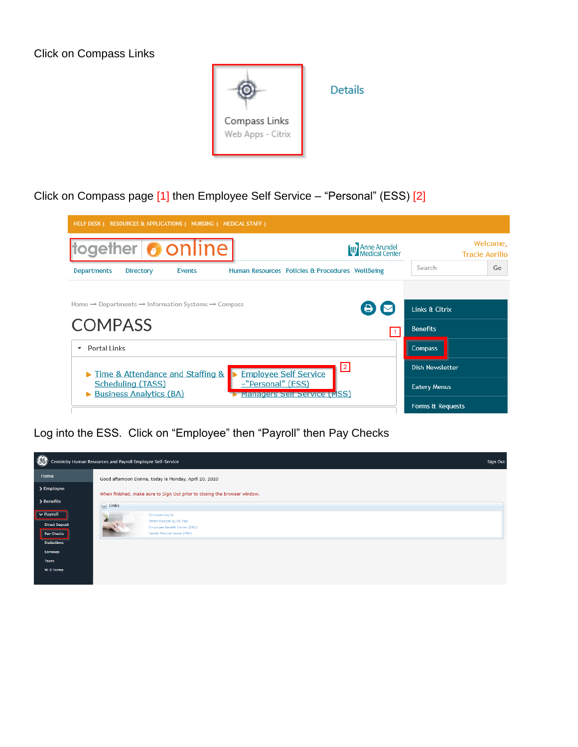Click on Compass Links

Click on Compass page [1] then Employee Self Service – "Personal" (ESS) [2]

Log into the ESS. Click on "Employee" then "Payroll" then Pay Checks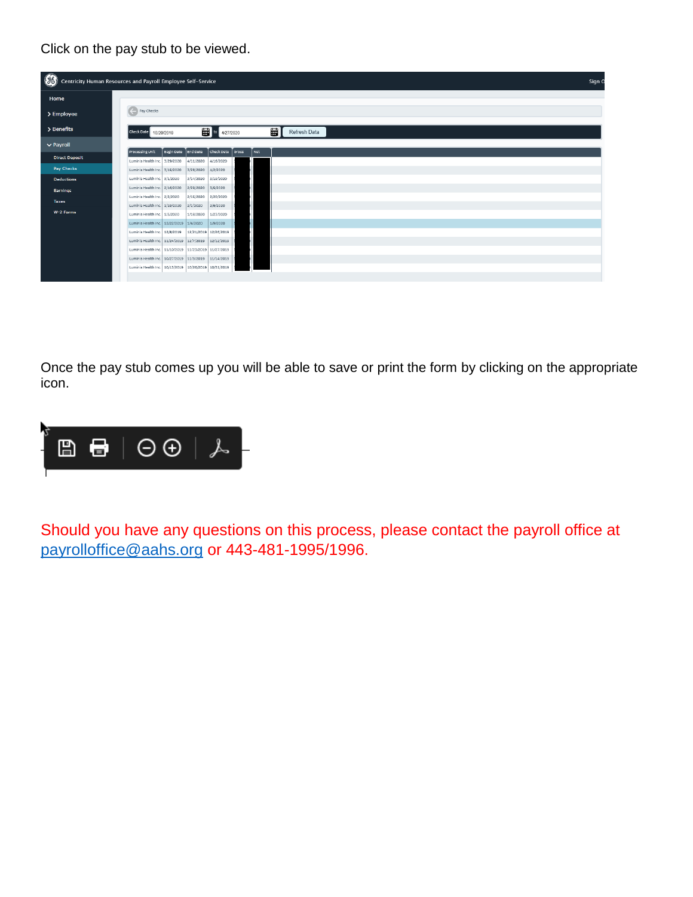Click on the pay stub to be viewed.

Once the pay stub comes up you will be able to save or print the form by clicking on the appropriate icon.

Should you have any questions on this process, please contact the payroll office at payrolloffice@aahs.org or 443-481-1995/1996.